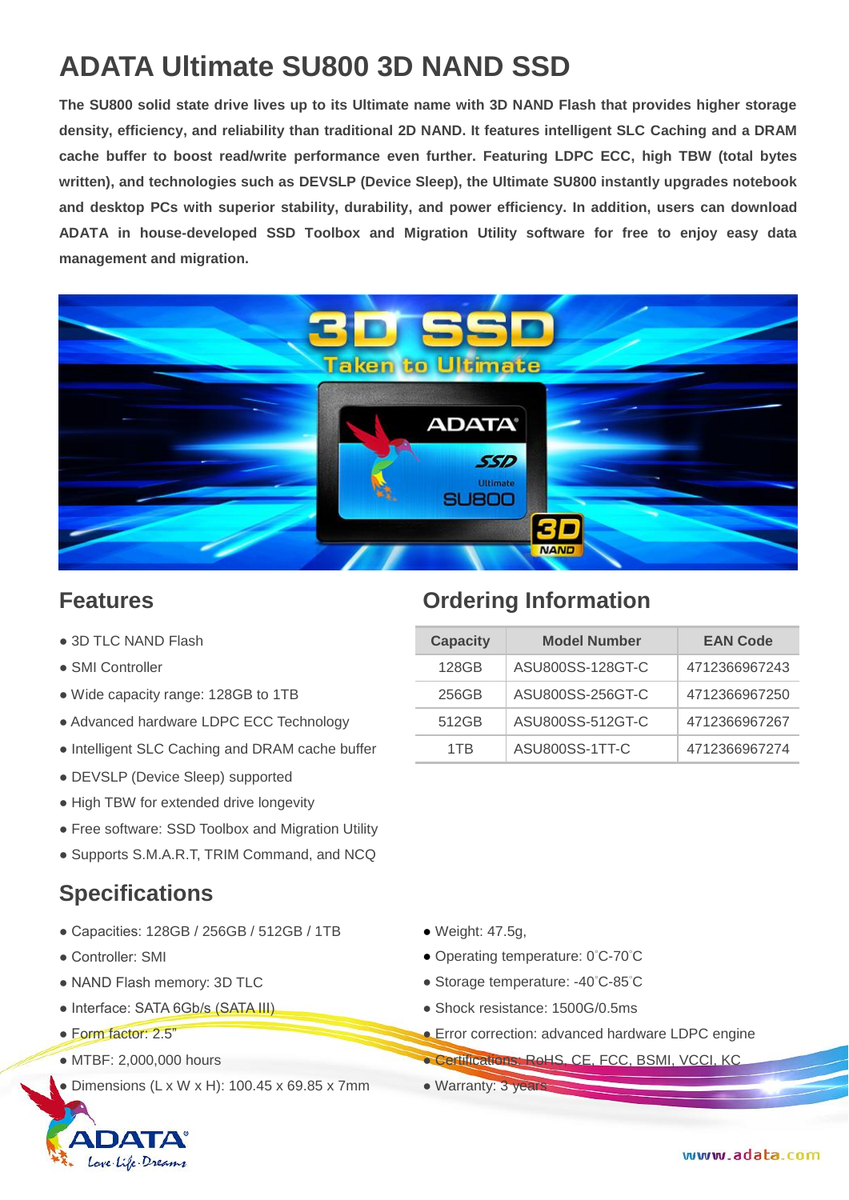# ADATA Ultimate SU800 3D NAND SSD

**The SU800 solid state drive lives up to its Ultimate name with 3D NAND Flash that provides higher storage density, efficiency, and reliability than traditional 2D NAND. It features intelligent SLC Caching and a DRAM cache buffer to boost read/write performance even further. Featuring LDPC ECC, high TBW (total bytes written), and technologies such as DEVSLP (Device Sleep), the Ultimate SU800 instantly upgrades notebook and desktop PCs with superior stability, durability, and power efficiency. In addition, users can download ADATA in house-developed SSD Toolbox and Migration Utility software for free to enjoy easy data management and migration.**

## Features

- 3D TLC NAND Flash
- SMI Controller
- Wide capacity range: 128GB to 1TB
- Advanced hardware LDPC ECC Technology
- Intelligent SLC Caching and DRAM cache buffer
- DEVSLP (Device Sleep) supported
- High TBW for extended drive longevity
- Free software: SSD Toolbox and Migration Utility
- Supports S.M.A.R.T, TRIM Command, and NCQ

## Ordering Information

| Capacity | Model Number | EAN Code |
|---|---|---|
| 128GB | ASU800SS-128GT-C | 4712366967243 |
| 256GB | ASU800SS-256GT-C | 4712366967250 |
| 512GB | ASU800SS-512GT-C | 4712366967267 |
| 1TB | ASU800SS-1TT-C | 4712366967274 |

## Specifications

- Capacities: 128GB / 256GB / 512GB / 1TB
- Controller: SMI
- NAND Flash memory: 3D TLC
- Interface: SATA 6Gb/s (SATA III)
- Form factor: 2.5"
- MTBF: 2,000,000 hours
- Dimensions (L x W x H): 100.45 x 69.85 x 7mm
- Weight: 47.5g,
- Operating temperature: 0˚C-70˚C
- Storage temperature: -40˚C-85˚C
- Shock resistance: 1500G/0.5ms
- Error correction: advanced hardware LDPC engine
- Certifications: RoHS, CE, FCC, BSMI, VCCI, KC
- Warranty: 3 years

www.adata.com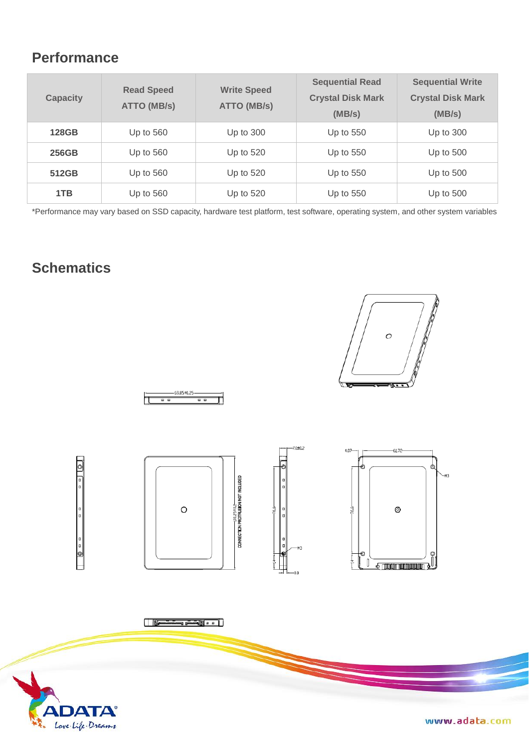## Performance

| Capacity | Read Speed ATTO (MB/s) | Write Speed ATTO (MB/s) | Sequential Read Crystal Disk Mark (MB/s) | Sequential Write Crystal Disk Mark (MB/s) |
|---|---|---|---|---|
| **128GB** | Up to 560 | Up to 300 | Up to 550 | Up to 300 |
| **256GB** | Up to 560 | Up to 520 | Up to 550 | Up to 500 |
| **512GB** | Up to 560 | Up to 520 | Up to 550 | Up to 500 |
| **1TB** | Up to 560 | Up to 520 | Up to 550 | Up to 500 |

*Performance may vary based on SSD capacity, hardware test platform, test software, operating system, and other system variables

## Schematics

69.85±0.25

7.0±0.2

100.25±0.2

CONNECTION PROTRUSION NOT INCLUDED

76.6

M3

3.0

4.07

61.72

76.6

M3

14